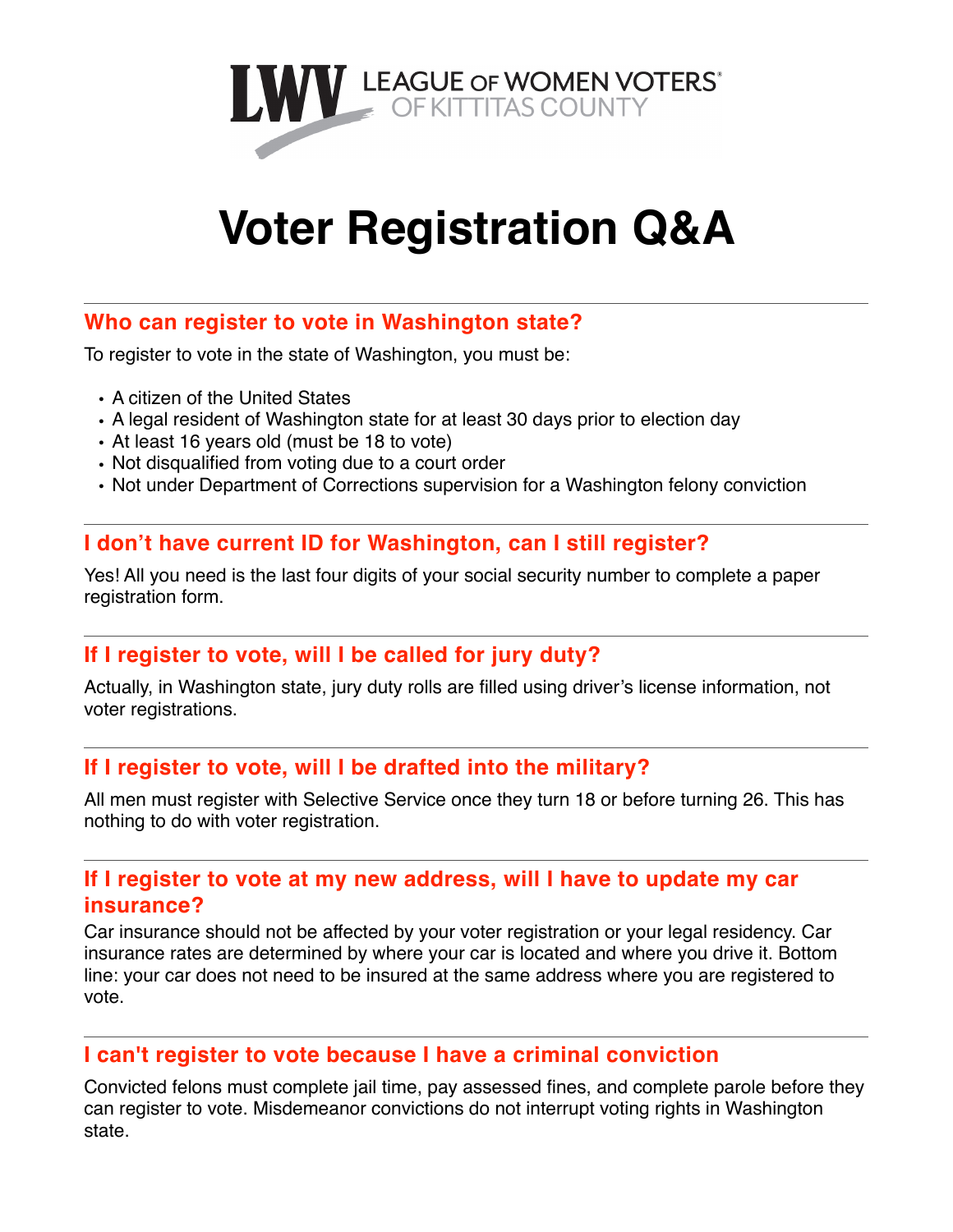LWV LEAGUE OF WOMEN VOTERS® OF KITTITAS COUNTY

# Voter Registration Q&A

## Who can register to vote in Washington state?

To register to vote in the state of Washington, you must be:

- A citizen of the United States
- A legal resident of Washington state for at least 30 days prior to election day
- At least 16 years old (must be 18 to vote)
- Not disqualified from voting due to a court order
- Not under Department of Corrections supervision for a Washington felony conviction

## I don't have current ID for Washington, can I still register?

Yes! All you need is the last four digits of your social security number to complete a paper registration form.

## If I register to vote, will I be called for jury duty?

Actually, in Washington state, jury duty rolls are filled using driver's license information, not voter registrations.

## If I register to vote, will I be drafted into the military?

All men must register with Selective Service once they turn 18 or before turning 26. This has nothing to do with voter registration.

## If I register to vote at my new address, will I have to update my car insurance?

Car insurance should not be affected by your voter registration or your legal residency. Car insurance rates are determined by where your car is located and where you drive it. Bottom line: your car does not need to be insured at the same address where you are registered to vote.

## I can't register to vote because I have a criminal conviction

Convicted felons must complete jail time, pay assessed fines, and complete parole before they can register to vote. Misdemeanor convictions do not interrupt voting rights in Washington state.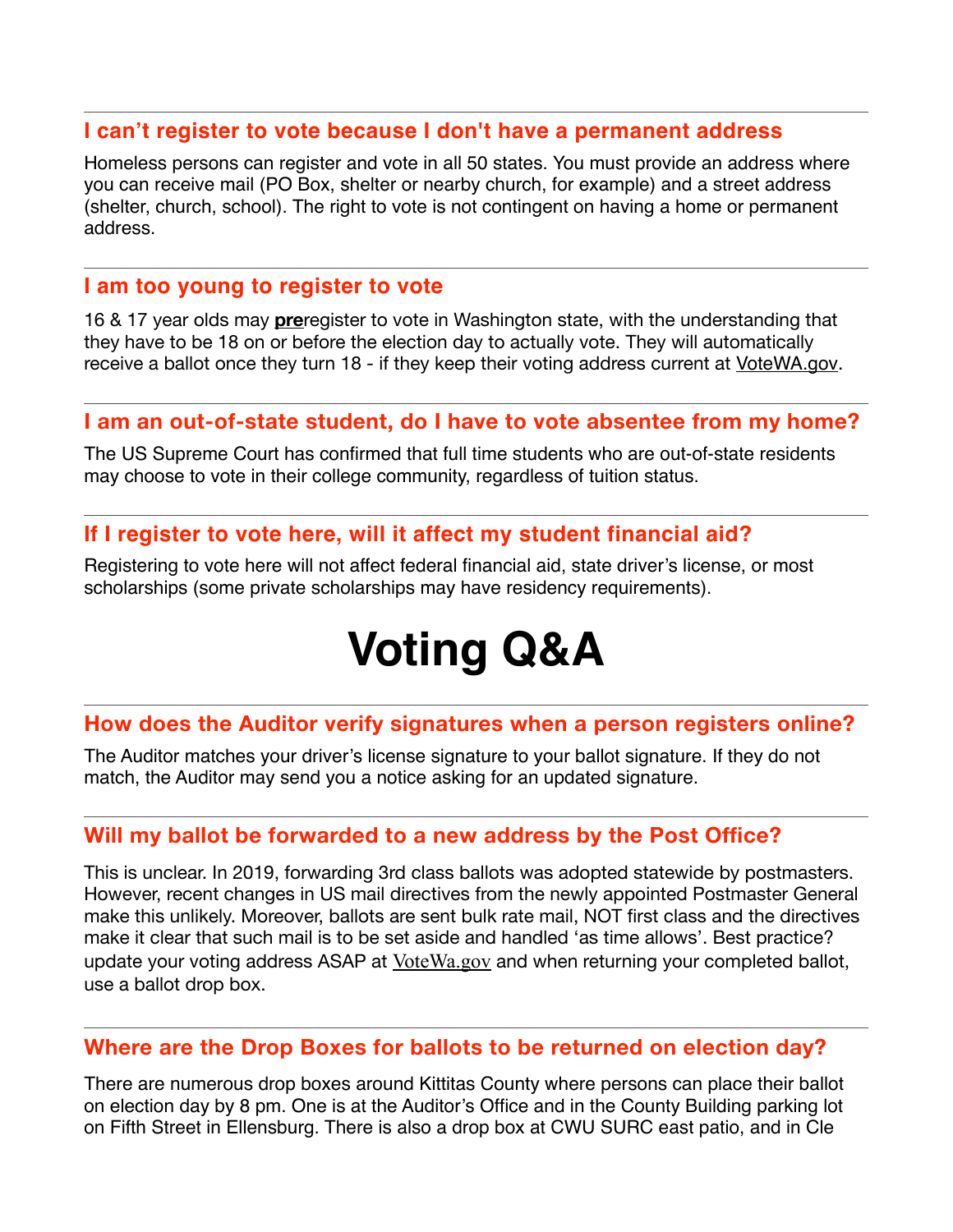## I can't register to vote because I don't have a permanent address

Homeless persons can register and vote in all 50 states. You must provide an address where you can receive mail (PO Box, shelter or nearby church, for example) and a street address (shelter, church, school). The right to vote is not contingent on having a home or permanent address.

## I am too young to register to vote

16 & 17 year olds may **pre**register to vote in Washington state, with the understanding that they have to be 18 on or before the election day to actually vote. They will automatically receive a ballot once they turn 18 - if they keep their voting address current at VoteWA.gov.

## I am an out-of-state student, do I have to vote absentee from my home?

The US Supreme Court has confirmed that full time students who are out-of-state residents may choose to vote in their college community, regardless of tuition status.

## If I register to vote here, will it affect my student financial aid?

Registering to vote here will not affect federal financial aid, state driver's license, or most scholarships (some private scholarships may have residency requirements).

# Voting Q&A

## How does the Auditor verify signatures when a person registers online?

The Auditor matches your driver's license signature to your ballot signature. If they do not match, the Auditor may send you a notice asking for an updated signature.

## Will my ballot be forwarded to a new address by the Post Office?

This is unclear. In 2019, forwarding 3rd class ballots was adopted statewide by postmasters. However, recent changes in US mail directives from the newly appointed Postmaster General make this unlikely. Moreover, ballots are sent bulk rate mail, NOT first class and the directives make it clear that such mail is to be set aside and handled 'as time allows'. Best practice? update your voting address ASAP at VoteWa.gov and when returning your completed ballot, use a ballot drop box.

## Where are the Drop Boxes for ballots to be returned on election day?

There are numerous drop boxes around Kittitas County where persons can place their ballot on election day by 8 pm. One is at the Auditor's Office and in the County Building parking lot on Fifth Street in Ellensburg. There is also a drop box at CWU SURC east patio, and in Cle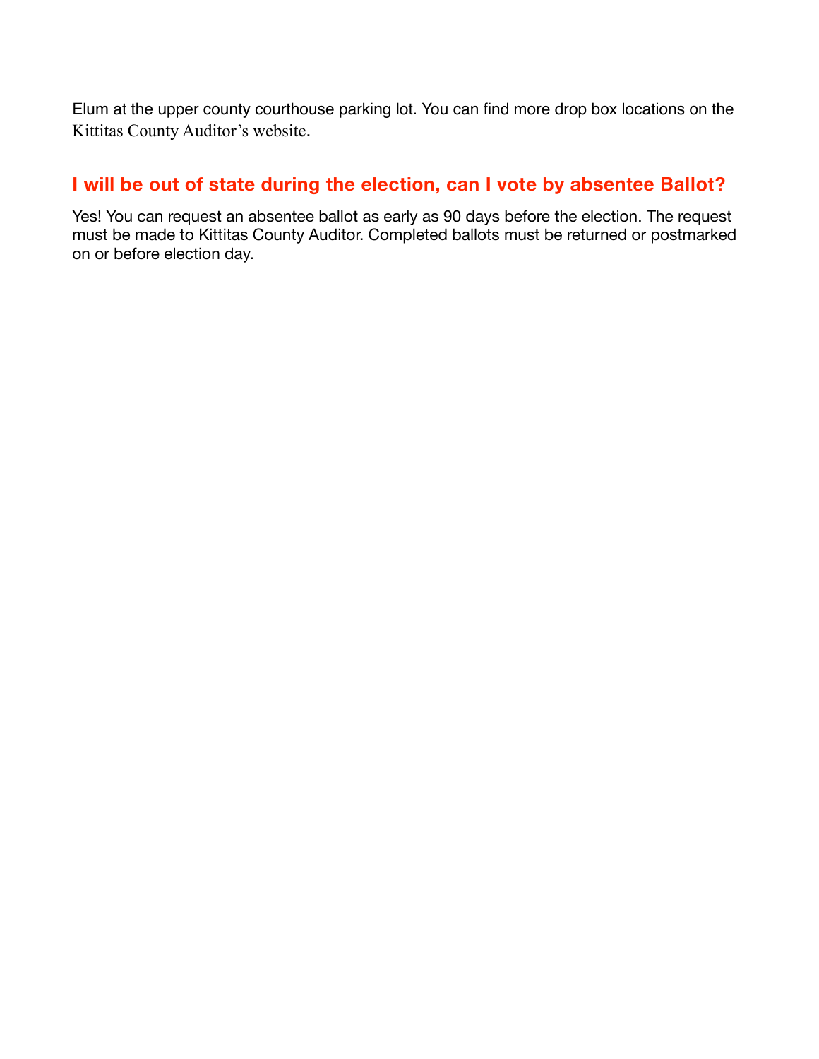Elum at the upper county courthouse parking lot. You can find more drop box locations on the Kittitas County Auditor's website.

---

## I will be out of state during the election, can I vote by absentee Ballot?

Yes! You can request an absentee ballot as early as 90 days before the election. The request must be made to Kittitas County Auditor. Completed ballots must be returned or postmarked on or before election day.